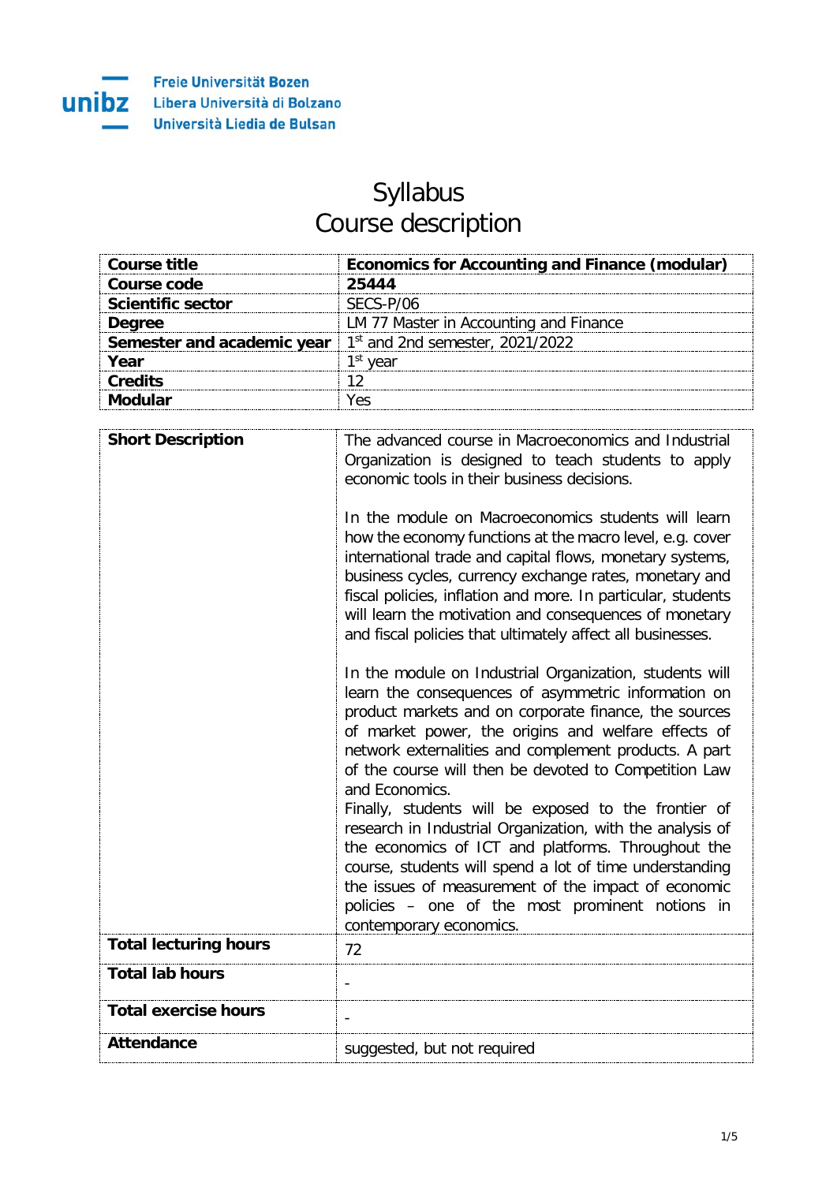Freie Universität Bozen
Libera Università di Bolzano
Università Liedia de Bulsan

# Syllabus
# Course description

| Course title | Economics for Accounting and Finance (modular) |
|---|---|
| Course code | 25444 |
| Scientific sector | SECS-P/06 |
| Degree | LM 77 Master in Accounting and Finance |
| Semester and academic year | 1st and 2nd semester, 2021/2022 |
| Year | 1st year |
| Credits | 12 |
| Modular | Yes |

| | |
|---|---|
| **Short Description** | The advanced course in Macroeconomics and Industrial Organization is designed to teach students to apply economic tools in their business decisions.<br><br>In the module on Macroeconomics students will learn how the economy functions at the macro level, e.g. cover international trade and capital flows, monetary systems, business cycles, currency exchange rates, monetary and fiscal policies, inflation and more. In particular, students will learn the motivation and consequences of monetary and fiscal policies that ultimately affect all businesses.<br><br>In the module on Industrial Organization, students will learn the consequences of asymmetric information on product markets and on corporate finance, the sources of market power, the origins and welfare effects of network externalities and complement products. A part of the course will then be devoted to Competition Law and Economics.<br>Finally, students will be exposed to the frontier of research in Industrial Organization, with the analysis of the economics of ICT and platforms. Throughout the course, students will spend a lot of time understanding the issues of measurement of the impact of economic policies – one of the most prominent notions in contemporary economics. |
| **Total lecturing hours** | 72 |
| **Total lab hours** | - |
| **Total exercise hours** | - |
| **Attendance** | suggested, but not required |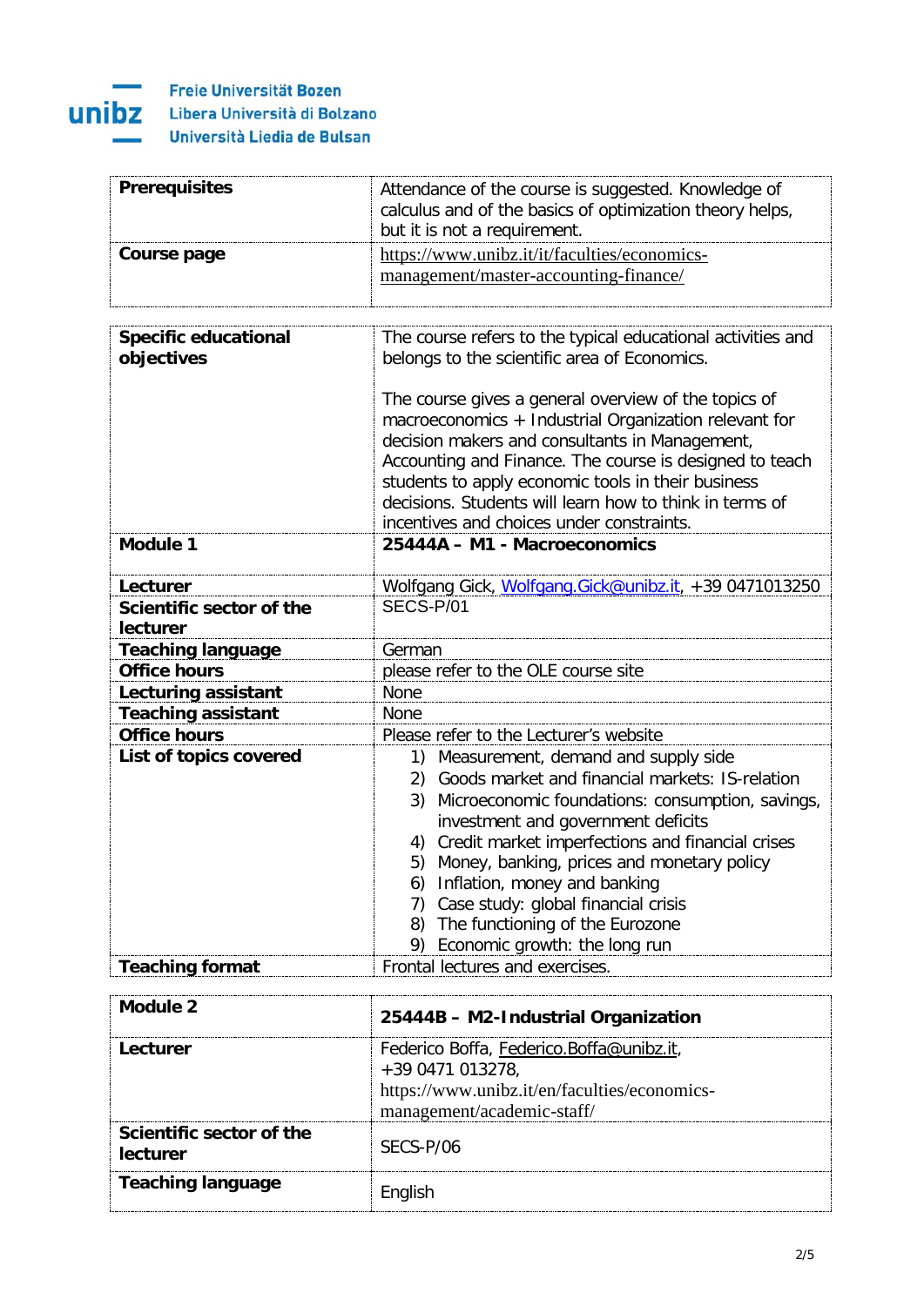| | |
|---|---|
| **Prerequisites** | Attendance of the course is suggested. Knowledge of calculus and of the basics of optimization theory helps, but it is not a requirement. |
| **Course page** | https://www.unibz.it/it/faculties/economics-management/master-accounting-finance/ |

| | |
|---|---|
| **Specific educational objectives** | The course refers to the typical educational activities and belongs to the scientific area of Economics.<br><br>The course gives a general overview of the topics of macroeconomics + Industrial Organization relevant for decision makers and consultants in Management, Accounting and Finance. The course is designed to teach students to apply economic tools in their business decisions. Students will learn how to think in terms of incentives and choices under constraints. |
| **Module 1** | **25444A – M1 - Macroeconomics** |
| **Lecturer** | Wolfgang Gick, Wolfgang.Gick@unibz.it, +39 0471013250 |
| **Scientific sector of the lecturer** | SECS-P/01 |
| **Teaching language** | German |
| **Office hours** | please refer to the OLE course site |
| **Lecturing assistant** | None |
| **Teaching assistant** | None |
| **Office hours** | Please refer to the Lecturer's website |
| **List of topics covered** | 1) Measurement, demand and supply side<br>2) Goods market and financial markets: IS-relation<br>3) Microeconomic foundations: consumption, savings, investment and government deficits<br>4) Credit market imperfections and financial crises<br>5) Money, banking, prices and monetary policy<br>6) Inflation, money and banking<br>7) Case study: global financial crisis<br>8) The functioning of the Eurozone<br>9) Economic growth: the long run |
| **Teaching format** | Frontal lectures and exercises. |

| | |
|---|---|
| **Module 2** | **25444B – M2-Industrial Organization** |
| **Lecturer** | Federico Boffa, Federico.Boffa@unibz.it, +39 0471 013278, https://www.unibz.it/en/faculties/economics-management/academic-staff/ |
| **Scientific sector of the lecturer** | SECS-P/06 |
| **Teaching language** | English |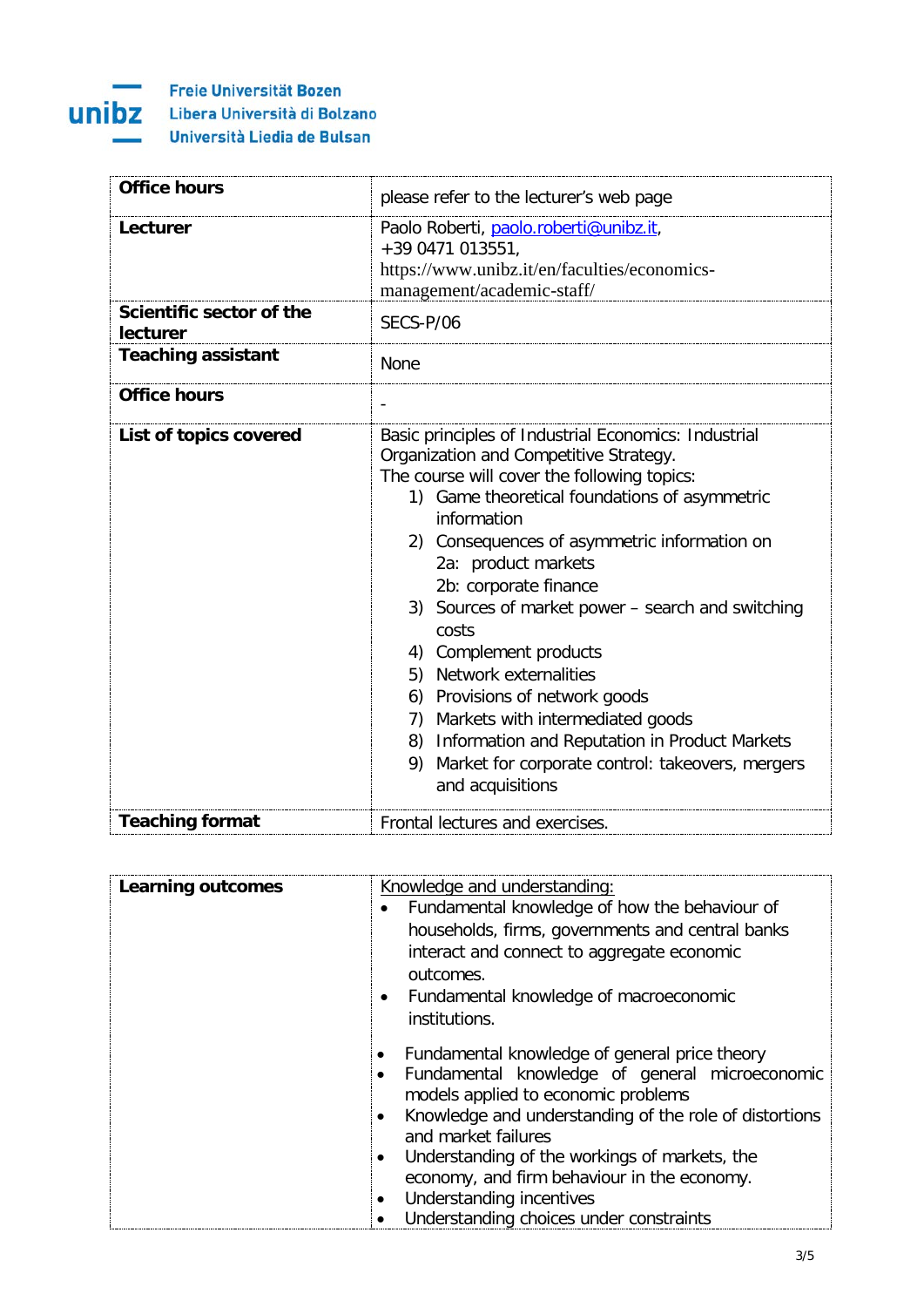| | |
|---|---|
| **Office hours** | please refer to the lecturer's web page |
| **Lecturer** | Paolo Roberti, paolo.roberti@unibz.it, +39 0471 013551, https://www.unibz.it/en/faculties/economics-management/academic-staff/ |
| **Scientific sector of the lecturer** | SECS-P/06 |
| **Teaching assistant** | None |
| **Office hours** | - |
| **List of topics covered** | Basic principles of Industrial Economics: Industrial Organization and Competitive Strategy.<br>The course will cover the following topics:<br>1) Game theoretical foundations of asymmetric information<br>2) Consequences of asymmetric information on<br>2a: product markets<br>2b: corporate finance<br>3) Sources of market power – search and switching costs<br>4) Complement products<br>5) Network externalities<br>6) Provisions of network goods<br>7) Markets with intermediated goods<br>8) Information and Reputation in Product Markets<br>9) Market for corporate control: takeovers, mergers and acquisitions |
| **Teaching format** | Frontal lectures and exercises. |

| | |
|---|---|
| **Learning outcomes** | Knowledge and understanding:<br>• Fundamental knowledge of how the behaviour of households, firms, governments and central banks interact and connect to aggregate economic outcomes.<br>• Fundamental knowledge of macroeconomic institutions.<br><br>• Fundamental knowledge of general price theory<br>• Fundamental knowledge of general microeconomic models applied to economic problems<br>• Knowledge and understanding of the role of distortions and market failures<br>• Understanding of the workings of markets, the economy, and firm behaviour in the economy.<br>• Understanding incentives<br>• Understanding choices under constraints |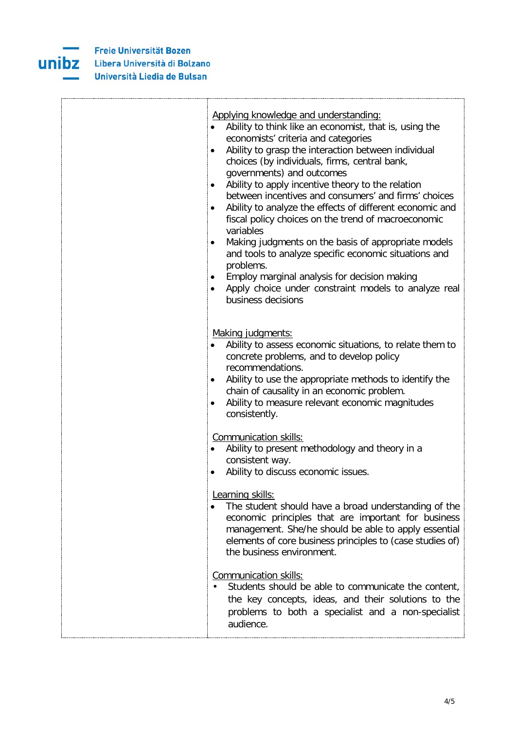| | Applying knowledge and understanding:<br>• Ability to think like an economist, that is, using the economists' criteria and categories<br>• Ability to grasp the interaction between individual choices (by individuals, firms, central bank, governments) and outcomes<br>• Ability to apply incentive theory to the relation between incentives and consumers' and firms' choices<br>• Ability to analyze the effects of different economic and fiscal policy choices on the trend of macroeconomic variables<br>• Making judgments on the basis of appropriate models and tools to analyze specific economic situations and problems.<br>• Employ marginal analysis for decision making<br>• Apply choice under constraint models to analyze real business decisions<br><br>Making judgments:<br>• Ability to assess economic situations, to relate them to concrete problems, and to develop policy recommendations.<br>• Ability to use the appropriate methods to identify the chain of causality in an economic problem.<br>• Ability to measure relevant economic magnitudes consistently.<br><br>Communication skills:<br>• Ability to present methodology and theory in a consistent way.<br>• Ability to discuss economic issues.<br><br>Learning skills:<br>• The student should have a broad understanding of the economic principles that are important for business management. She/he should be able to apply essential elements of core business principles to (case studies of) the business environment.<br><br>Communication skills:<br>• Students should be able to communicate the content, the key concepts, ideas, and their solutions to the problems to both a specialist and a non-specialist audience. |
|---|---|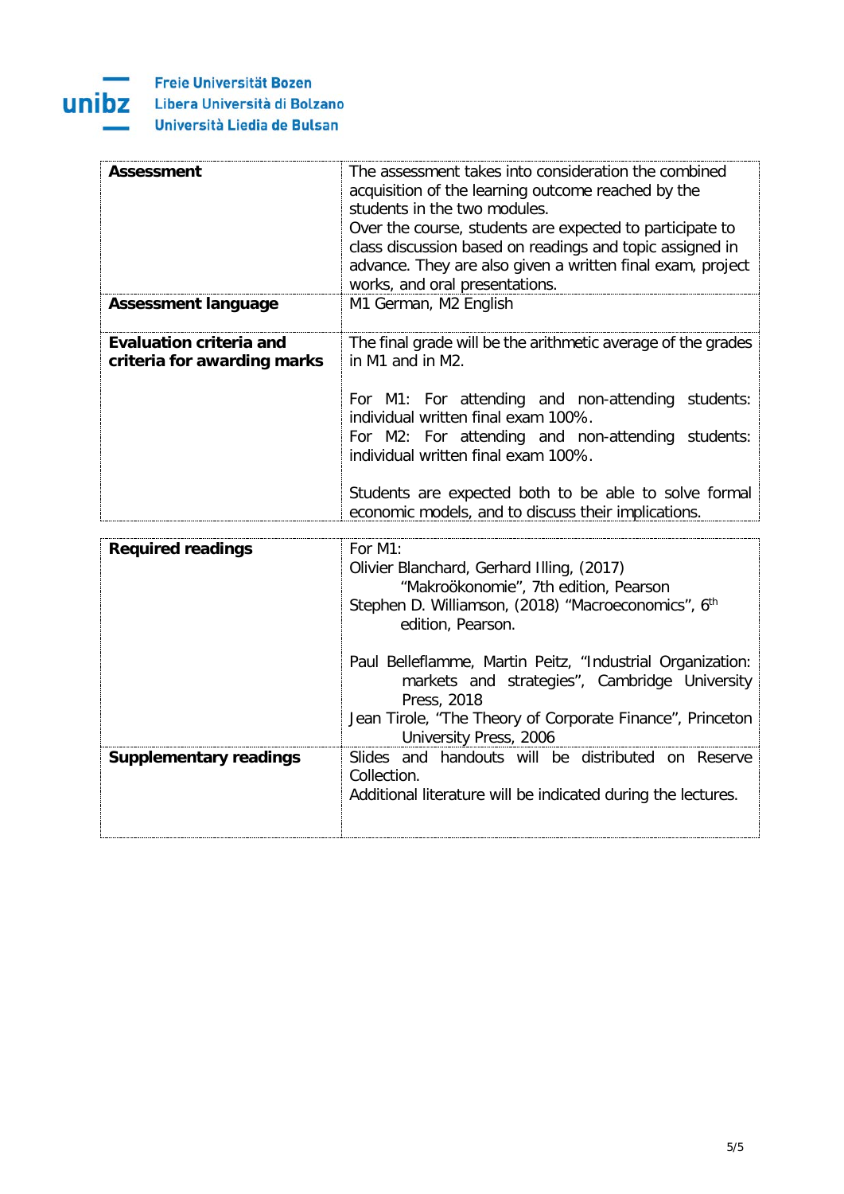| | |
|---|---|
| **Assessment** | The assessment takes into consideration the combined acquisition of the learning outcome reached by the students in the two modules.<br>Over the course, students are expected to participate to class discussion based on readings and topic assigned in advance. They are also given a written final exam, project works, and oral presentations. |
| **Assessment language** | M1 German, M2 English |
| **Evaluation criteria and criteria for awarding marks** | The final grade will be the arithmetic average of the grades in M1 and in M2.<br><br>For M1: For attending and non-attending students: individual written final exam 100%.<br>For M2: For attending and non-attending students: individual written final exam 100%.<br><br>Students are expected both to be able to solve formal economic models, and to discuss their implications. |

| | |
|---|---|
| **Required readings** | For M1:<br>Olivier Blanchard, Gerhard Illing, (2017) "Makroökonomie", 7th edition, Pearson<br>Stephen D. Williamson, (2018) "Macroeconomics", 6th edition, Pearson.<br><br>Paul Belleflamme, Martin Peitz, "Industrial Organization: markets and strategies", Cambridge University Press, 2018<br>Jean Tirole, "The Theory of Corporate Finance", Princeton University Press, 2006 |
| **Supplementary readings** | Slides and handouts will be distributed on Reserve Collection.<br>Additional literature will be indicated during the lectures. |